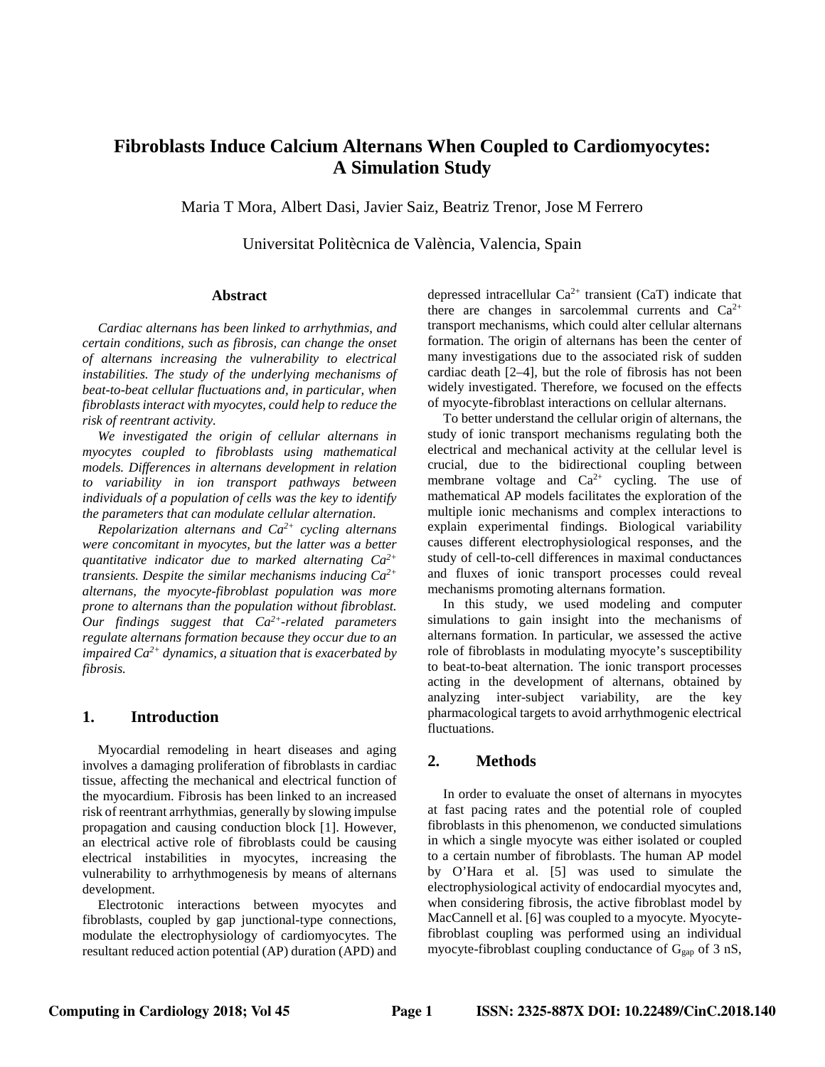# Fibroblasts Induce Calcium Alternans When Coupled to Cardiomyocytes: A Simulation Study

Maria T Mora, Albert Dasi, Javier Saiz, Beatriz Trenor, Jose M Ferrero

Universitat Politècnica de València, Valencia, Spain

## Abstract

*Cardiac alternans has been linked to arrhythmias, and certain conditions, such as fibrosis, can change the onset of alternans increasing the vulnerability to electrical instabilities. The study of the underlying mechanisms of beat-to-beat cellular fluctuations and, in particular, when fibroblasts interact with myocytes, could help to reduce the risk of reentrant activity.*

*We investigated the origin of cellular alternans in myocytes coupled to fibroblasts using mathematical models. Differences in alternans development in relation to variability in ion transport pathways between individuals of a population of cells was the key to identify the parameters that can modulate cellular alternation.*

*Repolarization alternans and $Ca^{2+}$ cycling alternans were concomitant in myocytes, but the latter was a better quantitative indicator due to marked alternating $Ca^{2+}$ transients. Despite the similar mechanisms inducing $Ca^{2+}$ alternans, the myocyte-fibroblast population was more prone to alternans than the population without fibroblast. Our findings suggest that $Ca^{2+}$-related parameters regulate alternans formation because they occur due to an impaired $Ca^{2+}$ dynamics, a situation that is exacerbated by fibrosis.*

## 1. Introduction

Myocardial remodeling in heart diseases and aging involves a damaging proliferation of fibroblasts in cardiac tissue, affecting the mechanical and electrical function of the myocardium. Fibrosis has been linked to an increased risk of reentrant arrhythmias, generally by slowing impulse propagation and causing conduction block [1]. However, an electrical active role of fibroblasts could be causing electrical instabilities in myocytes, increasing the vulnerability to arrhythmogenesis by means of alternans development.

Electrotonic interactions between myocytes and fibroblasts, coupled by gap junctional-type connections, modulate the electrophysiology of cardiomyocytes. The resultant reduced action potential (AP) duration (APD) and depressed intracellular $Ca^{2+}$ transient (CaT) indicate that there are changes in sarcolemmal currents and $Ca^{2+}$ transport mechanisms, which could alter cellular alternans formation. The origin of alternans has been the center of many investigations due to the associated risk of sudden cardiac death [2–4], but the role of fibrosis has not been widely investigated. Therefore, we focused on the effects of myocyte-fibroblast interactions on cellular alternans.

To better understand the cellular origin of alternans, the study of ionic transport mechanisms regulating both the electrical and mechanical activity at the cellular level is crucial, due to the bidirectional coupling between membrane voltage and $Ca^{2+}$ cycling. The use of mathematical AP models facilitates the exploration of the multiple ionic mechanisms and complex interactions to explain experimental findings. Biological variability causes different electrophysiological responses, and the study of cell-to-cell differences in maximal conductances and fluxes of ionic transport processes could reveal mechanisms promoting alternans formation.

In this study, we used modeling and computer simulations to gain insight into the mechanisms of alternans formation. In particular, we assessed the active role of fibroblasts in modulating myocyte's susceptibility to beat-to-beat alternation. The ionic transport processes acting in the development of alternans, obtained by analyzing inter-subject variability, are the key pharmacological targets to avoid arrhythmogenic electrical fluctuations.

## 2. Methods

In order to evaluate the onset of alternans in myocytes at fast pacing rates and the potential role of coupled fibroblasts in this phenomenon, we conducted simulations in which a single myocyte was either isolated or coupled to a certain number of fibroblasts. The human AP model by O'Hara et al. [5] was used to simulate the electrophysiological activity of endocardial myocytes and, when considering fibrosis, the active fibroblast model by MacCannell et al. [6] was coupled to a myocyte. Myocyte-fibroblast coupling was performed using an individual myocyte-fibroblast coupling conductance of $G_{gap}$ of 3 nS,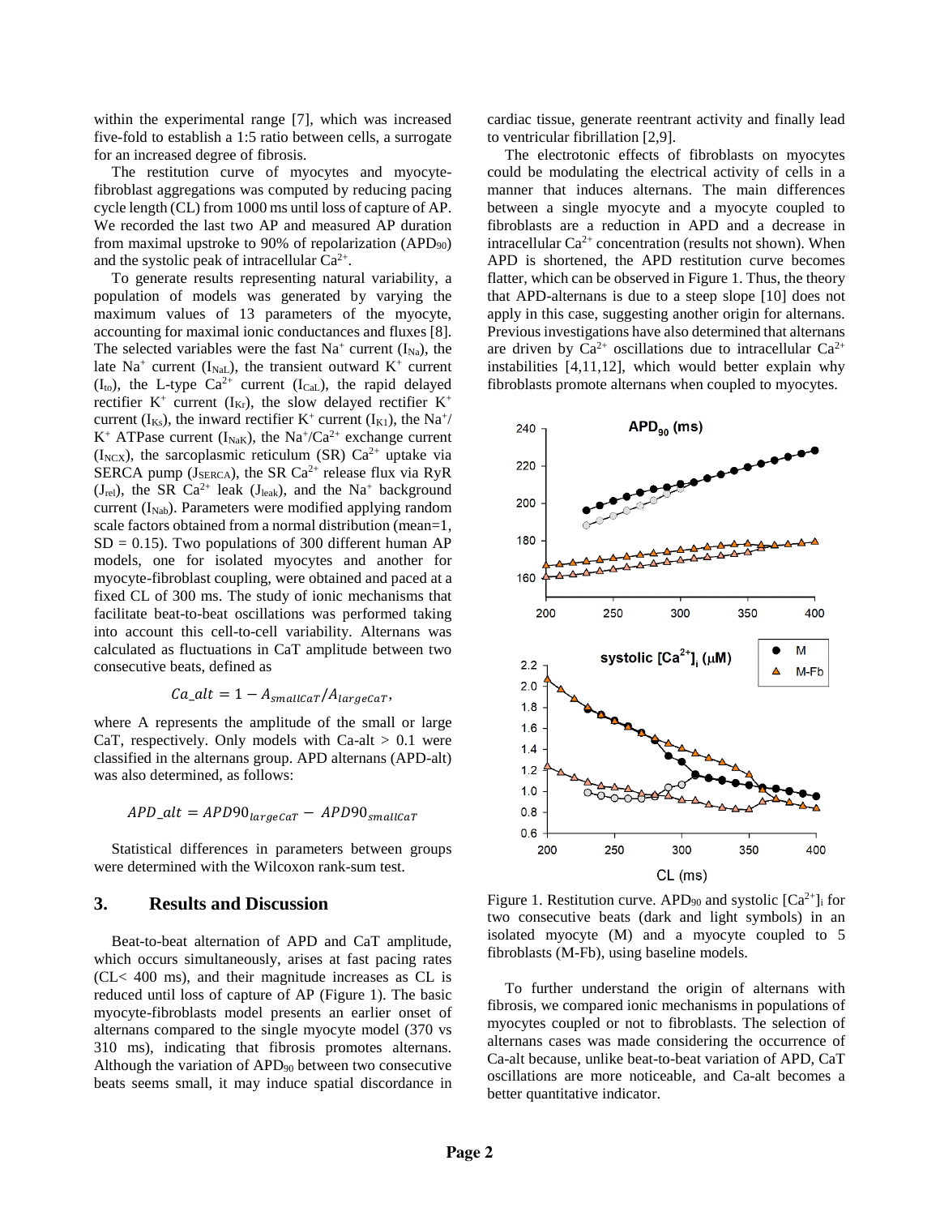within the experimental range [7], which was increased five-fold to establish a 1:5 ratio between cells, a surrogate for an increased degree of fibrosis.

The restitution curve of myocytes and myocyte-fibroblast aggregations was computed by reducing pacing cycle length (CL) from 1000 ms until loss of capture of AP. We recorded the last two AP and measured AP duration from maximal upstroke to 90% of repolarization ($APD_{90}$) and the systolic peak of intracellular $Ca^{2+}$.

To generate results representing natural variability, a population of models was generated by varying the maximum values of 13 parameters of the myocyte, accounting for maximal ionic conductances and fluxes [8]. The selected variables were the fast $Na^+$ current ($I_{Na}$), the late $Na^+$ current ($I_{NaL}$), the transient outward $K^+$ current ($I_{to}$), the L-type $Ca^{2+}$ current ($I_{CaL}$), the rapid delayed rectifier $K^+$ current ($I_{Kr}$), the slow delayed rectifier $K^+$ current ($I_{Ks}$), the inward rectifier $K^+$ current ($I_{K1}$), the $Na^+$/ $K^+$ ATPase current ($I_{NaK}$), the $Na^+/Ca^{2+}$ exchange current ($I_{NCX}$), the sarcoplasmic reticulum (SR) $Ca^{2+}$ uptake via SERCA pump ($J_{SERCA}$), the SR $Ca^{2+}$ release flux via RyR ($J_{rel}$), the SR $Ca^{2+}$ leak ($J_{leak}$), and the $Na^+$ background current ($I_{Nab}$). Parameters were modified applying random scale factors obtained from a normal distribution (mean=1, SD = 0.15). Two populations of 300 different human AP models, one for isolated myocytes and another for myocyte-fibroblast coupling, were obtained and paced at a fixed CL of 300 ms. The study of ionic mechanisms that facilitate beat-to-beat oscillations was performed taking into account this cell-to-cell variability. Alternans was calculated as fluctuations in CaT amplitude between two consecutive beats, defined as

$$Ca\_alt = 1 - A_{smallCaT}/A_{largeCaT},$$

where A represents the amplitude of the small or large CaT, respectively. Only models with Ca-alt > 0.1 were classified in the alternans group. APD alternans (APD-alt) was also determined, as follows:

$$APD\_alt = APD90_{largeCaT} - APD90_{smallCaT}$$

Statistical differences in parameters between groups were determined with the Wilcoxon rank-sum test.

## 3. Results and Discussion

Beat-to-beat alternation of APD and CaT amplitude, which occurs simultaneously, arises at fast pacing rates (CL< 400 ms), and their magnitude increases as CL is reduced until loss of capture of AP (Figure 1). The basic myocyte-fibroblasts model presents an earlier onset of alternans compared to the single myocyte model (370 vs 310 ms), indicating that fibrosis promotes alternans. Although the variation of $APD_{90}$ between two consecutive beats seems small, it may induce spatial discordance in cardiac tissue, generate reentrant activity and finally lead to ventricular fibrillation [2,9].

The electrotonic effects of fibroblasts on myocytes could be modulating the electrical activity of cells in a manner that induces alternans. The main differences between a single myocyte and a myocyte coupled to fibroblasts are a reduction in APD and a decrease in intracellular $Ca^{2+}$ concentration (results not shown). When APD is shortened, the APD restitution curve becomes flatter, which can be observed in Figure 1. Thus, the theory that APD-alternans is due to a steep slope [10] does not apply in this case, suggesting another origin for alternans. Previous investigations have also determined that alternans are driven by $Ca^{2+}$ oscillations due to intracellular $Ca^{2+}$ instabilities [4,11,12], which would better explain why fibroblasts promote alternans when coupled to myocytes.

Figure 1. Restitution curve. $APD_{90}$ and systolic $[Ca^{2+}]_i$ for two consecutive beats (dark and light symbols) in an isolated myocyte (M) and a myocyte coupled to 5 fibroblasts (M-Fb), using baseline models.

To further understand the origin of alternans with fibrosis, we compared ionic mechanisms in populations of myocytes coupled or not to fibroblasts. The selection of alternans cases was made considering the occurrence of Ca-alt because, unlike beat-to-beat variation of APD, CaT oscillations are more noticeable, and Ca-alt becomes a better quantitative indicator.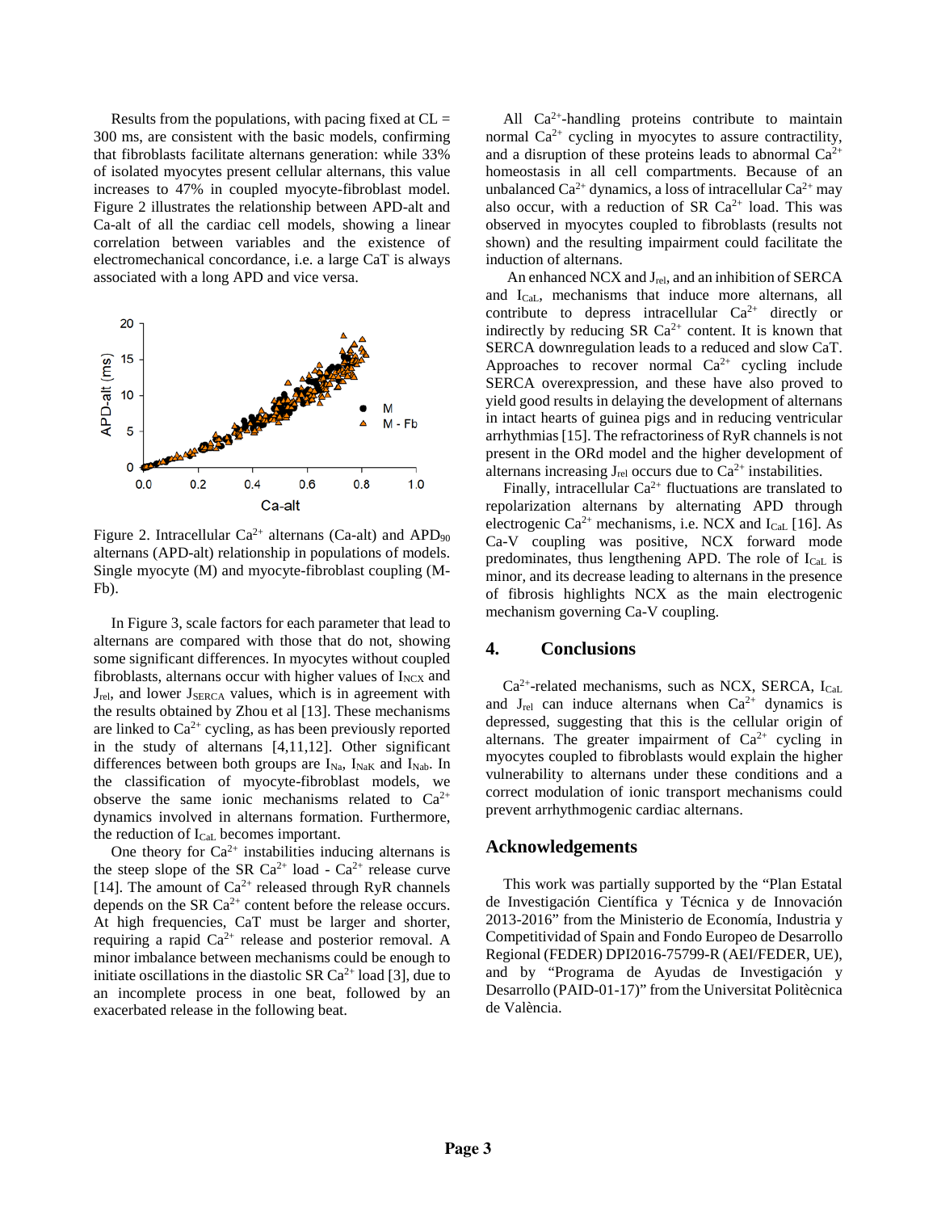Results from the populations, with pacing fixed at CL = 300 ms, are consistent with the basic models, confirming that fibroblasts facilitate alternans generation: while 33% of isolated myocytes present cellular alternans, this value increases to 47% in coupled myocyte-fibroblast model. Figure 2 illustrates the relationship between APD-alt and Ca-alt of all the cardiac cell models, showing a linear correlation between variables and the existence of electromechanical concordance, i.e. a large CaT is always associated with a long APD and vice versa.

Figure 2. Intracellular $Ca^{2+}$ alternans (Ca-alt) and $APD_{90}$ alternans (APD-alt) relationship in populations of models. Single myocyte (M) and myocyte-fibroblast coupling (M-Fb).

In Figure 3, scale factors for each parameter that lead to alternans are compared with those that do not, showing some significant differences. In myocytes without coupled fibroblasts, alternans occur with higher values of $I_{NCX}$ and $J_{rel}$, and lower $J_{SERCA}$ values, which is in agreement with the results obtained by Zhou et al [13]. These mechanisms are linked to $Ca^{2+}$ cycling, as has been previously reported in the study of alternans [4,11,12]. Other significant differences between both groups are $I_{Na}$, $I_{NaK}$ and $I_{Nab}$. In the classification of myocyte-fibroblast models, we observe the same ionic mechanisms related to $Ca^{2+}$ dynamics involved in alternans formation. Furthermore, the reduction of $I_{CaL}$ becomes important.

One theory for $Ca^{2+}$ instabilities inducing alternans is the steep slope of the SR $Ca^{2+}$ load - $Ca^{2+}$ release curve [14]. The amount of $Ca^{2+}$ released through RyR channels depends on the SR $Ca^{2+}$ content before the release occurs. At high frequencies, CaT must be larger and shorter, requiring a rapid $Ca^{2+}$ release and posterior removal. A minor imbalance between mechanisms could be enough to initiate oscillations in the diastolic SR $Ca^{2+}$ load [3], due to an incomplete process in one beat, followed by an exacerbated release in the following beat.

All $Ca^{2+}$-handling proteins contribute to maintain normal $Ca^{2+}$ cycling in myocytes to assure contractility, and a disruption of these proteins leads to abnormal $Ca^{2+}$ homeostasis in all cell compartments. Because of an unbalanced $Ca^{2+}$ dynamics, a loss of intracellular $Ca^{2+}$ may also occur, with a reduction of SR $Ca^{2+}$ load. This was observed in myocytes coupled to fibroblasts (results not shown) and the resulting impairment could facilitate the induction of alternans.

An enhanced NCX and $J_{rel}$, and an inhibition of SERCA and $I_{CaL}$, mechanisms that induce more alternans, all contribute to depress intracellular $Ca^{2+}$ directly or indirectly by reducing SR $Ca^{2+}$ content. It is known that SERCA downregulation leads to a reduced and slow CaT. Approaches to recover normal $Ca^{2+}$ cycling include SERCA overexpression, and these have also proved to yield good results in delaying the development of alternans in intact hearts of guinea pigs and in reducing ventricular arrhythmias [15]. The refractoriness of RyR channels is not present in the ORd model and the higher development of alternans increasing $J_{rel}$ occurs due to $Ca^{2+}$ instabilities.

Finally, intracellular $Ca^{2+}$ fluctuations are translated to repolarization alternans by alternating APD through electrogenic $Ca^{2+}$ mechanisms, i.e. NCX and $I_{CaL}$ [16]. As Ca-V coupling was positive, NCX forward mode predominates, thus lengthening APD. The role of $I_{CaL}$ is minor, and its decrease leading to alternans in the presence of fibrosis highlights NCX as the main electrogenic mechanism governing Ca-V coupling.

## 4. Conclusions

$Ca^{2+}$-related mechanisms, such as NCX, SERCA, $I_{CaL}$ and $J_{rel}$ can induce alternans when $Ca^{2+}$ dynamics is depressed, suggesting that this is the cellular origin of alternans. The greater impairment of $Ca^{2+}$ cycling in myocytes coupled to fibroblasts would explain the higher vulnerability to alternans under these conditions and a correct modulation of ionic transport mechanisms could prevent arrhythmogenic cardiac alternans.

## Acknowledgements

This work was partially supported by the "Plan Estatal de Investigación Científica y Técnica y de Innovación 2013-2016" from the Ministerio de Economía, Industria y Competitividad of Spain and Fondo Europeo de Desarrollo Regional (FEDER) DPI2016-75799-R (AEI/FEDER, UE), and by "Programa de Ayudas de Investigación y Desarrollo (PAID-01-17)" from the Universitat Politècnica de València.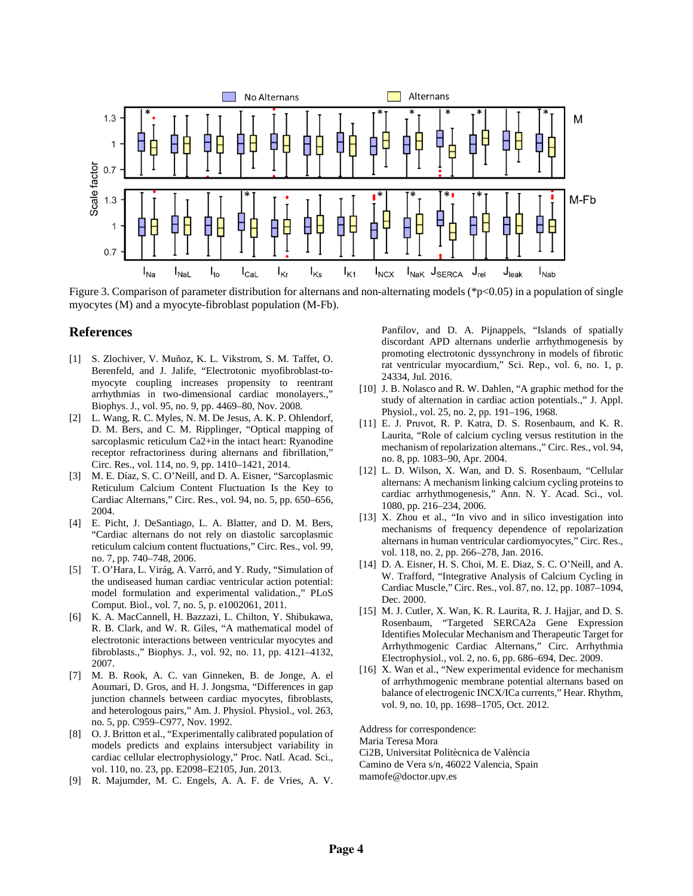No Alternans

Alternans

Scale factor

1.3

1

0.7

M

1.3

1

0.7

M-Fb

$I_{Na}$ $I_{NaL}$ $I_{to}$ $I_{CaL}$ $I_{Kr}$ $I_{Ks}$ $I_{K1}$ $I_{NCX}$ $I_{NaK}$ $J_{SERCA}$ $J_{rel}$ $J_{leak}$ $I_{Nab}$

Figure 3. Comparison of parameter distribution for alternans and non-alternating models (*p<0.05) in a population of single myocytes (M) and a myocyte-fibroblast population (M-Fb).

## References

[1] S. Zlochiver, V. Muñoz, K. L. Vikstrom, S. M. Taffet, O. Berenfeld, and J. Jalife, "Electrotonic myofibroblast-to-myocyte coupling increases propensity to reentrant arrhythmias in two-dimensional cardiac monolayers.," Biophys. J., vol. 95, no. 9, pp. 4469–80, Nov. 2008.

[2] L. Wang, R. C. Myles, N. M. De Jesus, A. K. P. Ohlendorf, D. M. Bers, and C. M. Ripplinger, "Optical mapping of sarcoplasmic reticulum Ca2+in the intact heart: Ryanodine receptor refractoriness during alternans and fibrillation," Circ. Res., vol. 114, no. 9, pp. 1410–1421, 2014.

[3] M. E. Díaz, S. C. O'Neill, and D. A. Eisner, "Sarcoplasmic Reticulum Calcium Content Fluctuation Is the Key to Cardiac Alternans," Circ. Res., vol. 94, no. 5, pp. 650–656, 2004.

[4] E. Picht, J. DeSantiago, L. A. Blatter, and D. M. Bers, "Cardiac alternans do not rely on diastolic sarcoplasmic reticulum calcium content fluctuations," Circ. Res., vol. 99, no. 7, pp. 740–748, 2006.

[5] T. O'Hara, L. Virág, A. Varró, and Y. Rudy, "Simulation of the undiseased human cardiac ventricular action potential: model formulation and experimental validation.," PLoS Comput. Biol., vol. 7, no. 5, p. e1002061, 2011.

[6] K. A. MacCannell, H. Bazzazi, L. Chilton, Y. Shibukawa, R. B. Clark, and W. R. Giles, "A mathematical model of electrotonic interactions between ventricular myocytes and fibroblasts.," Biophys. J., vol. 92, no. 11, pp. 4121–4132, 2007.

[7] M. B. Rook, A. C. van Ginneken, B. de Jonge, A. el Aoumari, D. Gros, and H. J. Jongsma, "Differences in gap junction channels between cardiac myocytes, fibroblasts, and heterologous pairs," Am. J. Physiol. Physiol., vol. 263, no. 5, pp. C959–C977, Nov. 1992.

[8] O. J. Britton et al., "Experimentally calibrated population of models predicts and explains intersubject variability in cardiac cellular electrophysiology," Proc. Natl. Acad. Sci., vol. 110, no. 23, pp. E2098–E2105, Jun. 2013.

[9] R. Majumder, M. C. Engels, A. A. F. de Vries, A. V. Panfilov, and D. A. Pijnappels, "Islands of spatially discordant APD alternans underlie arrhythmogenesis by promoting electrotonic dyssynchrony in models of fibrotic rat ventricular myocardium," Sci. Rep., vol. 6, no. 1, p. 24334, Jul. 2016.

[10] J. B. Nolasco and R. W. Dahlen, "A graphic method for the study of alternation in cardiac action potentials.," J. Appl. Physiol., vol. 25, no. 2, pp. 191–196, 1968.

[11] E. J. Pruvot, R. P. Katra, D. S. Rosenbaum, and K. R. Laurita, "Role of calcium cycling versus restitution in the mechanism of repolarization alternans.," Circ. Res., vol. 94, no. 8, pp. 1083–90, Apr. 2004.

[12] L. D. Wilson, X. Wan, and D. S. Rosenbaum, "Cellular alternans: A mechanism linking calcium cycling proteins to cardiac arrhythmogenesis," Ann. N. Y. Acad. Sci., vol. 1080, pp. 216–234, 2006.

[13] X. Zhou et al., "In vivo and in silico investigation into mechanisms of frequency dependence of repolarization alternans in human ventricular cardiomyocytes," Circ. Res., vol. 118, no. 2, pp. 266–278, Jan. 2016.

[14] D. A. Eisner, H. S. Choi, M. E. Diaz, S. C. O'Neill, and A. W. Trafford, "Integrative Analysis of Calcium Cycling in Cardiac Muscle," Circ. Res., vol. 87, no. 12, pp. 1087–1094, Dec. 2000.

[15] M. J. Cutler, X. Wan, K. R. Laurita, R. J. Hajjar, and D. S. Rosenbaum, "Targeted SERCA2a Gene Expression Identifies Molecular Mechanism and Therapeutic Target for Arrhythmogenic Cardiac Alternans," Circ. Arrhythmia Electrophysiol., vol. 2, no. 6, pp. 686–694, Dec. 2009.

[16] X. Wan et al., "New experimental evidence for mechanism of arrhythmogenic membrane potential alternans based on balance of electrogenic INCX/ICa currents," Hear. Rhythm, vol. 9, no. 10, pp. 1698–1705, Oct. 2012.

Address for correspondence:
Maria Teresa Mora
Ci2B, Universitat Politècnica de València
Camino de Vera s/n, 46022 Valencia, Spain
mamofe@doctor.upv.es